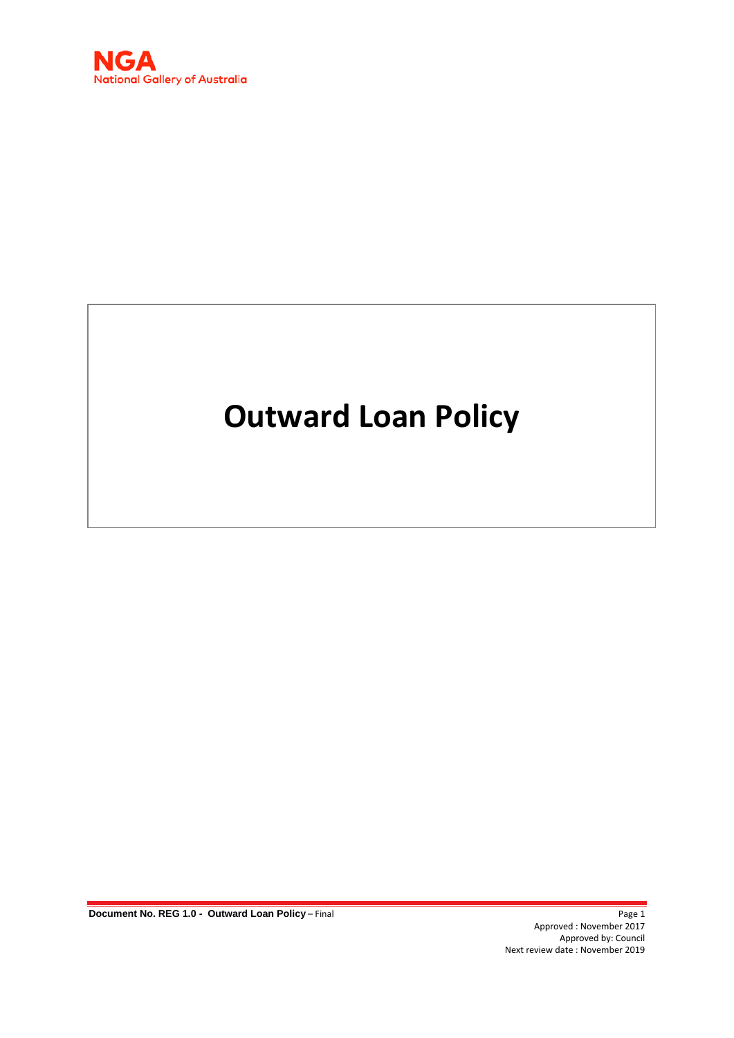NGA
National Gallery of Australia

# Outward Loan Policy

Document No. REG 1.0 - Outward Loan Policy – Final

Approved : November 2017
Approved by: Council
Next review date : November 2019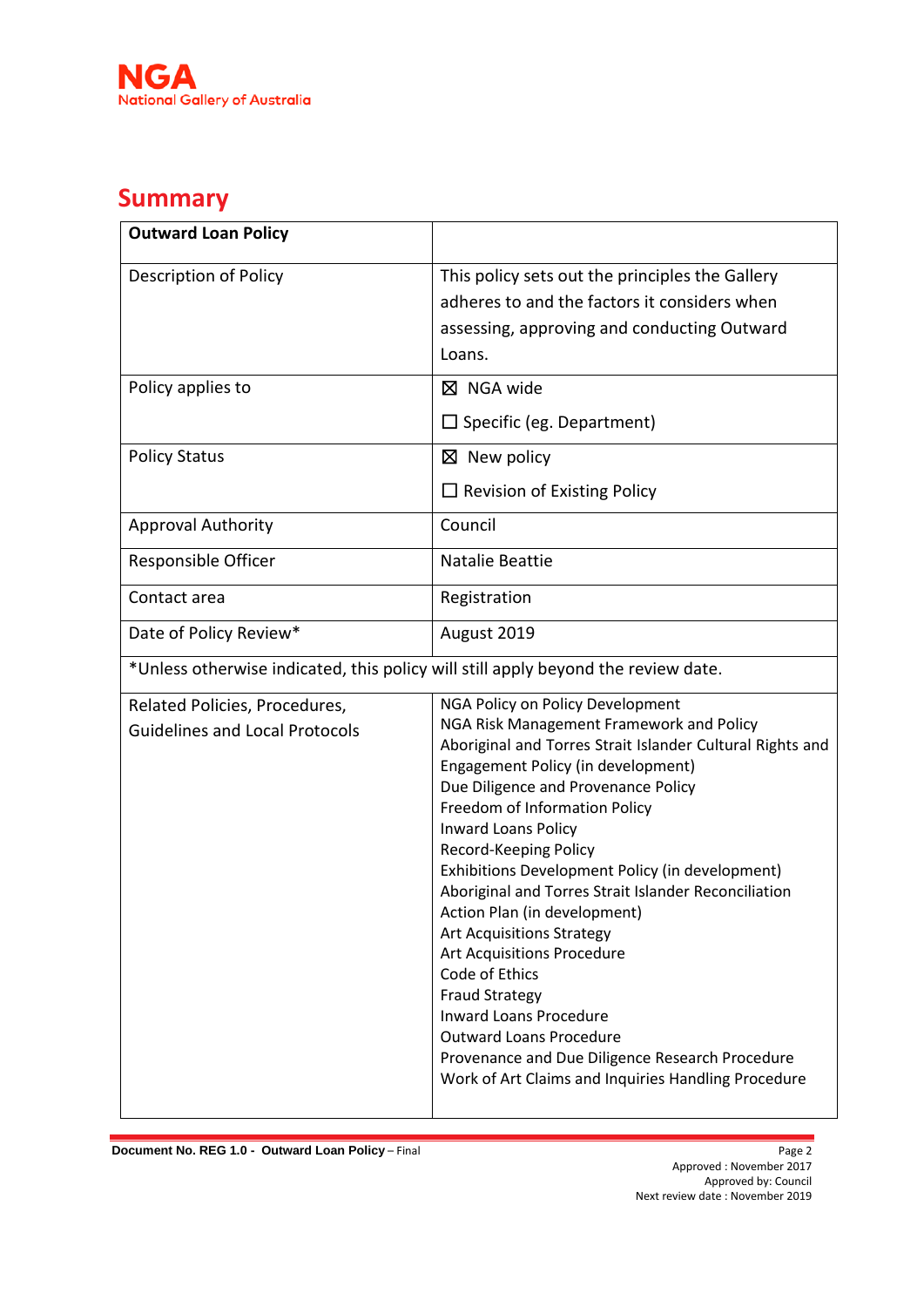# Summary

| **Outward Loan Policy** | |
|---|---|
| Description of Policy | This policy sets out the principles the Gallery adheres to and the factors it considers when assessing, approving and conducting Outward Loans. |
| Policy applies to | ☒ NGA wide<br>☐ Specific (eg. Department) |
| Policy Status | ☒ New policy<br>☐ Revision of Existing Policy |
| Approval Authority | Council |
| Responsible Officer | Natalie Beattie |
| Contact area | Registration |
| Date of Policy Review* | August 2019 |
| *Unless otherwise indicated, this policy will still apply beyond the review date. | |
| Related Policies, Procedures, Guidelines and Local Protocols | NGA Policy on Policy Development<br>NGA Risk Management Framework and Policy<br>Aboriginal and Torres Strait Islander Cultural Rights and Engagement Policy (in development)<br>Due Diligence and Provenance Policy<br>Freedom of Information Policy<br>Inward Loans Policy<br>Record-Keeping Policy<br>Exhibitions Development Policy (in development)<br>Aboriginal and Torres Strait Islander Reconciliation Action Plan (in development)<br>Art Acquisitions Strategy<br>Art Acquisitions Procedure<br>Code of Ethics<br>Fraud Strategy<br>Inward Loans Procedure<br>Outward Loans Procedure<br>Provenance and Due Diligence Research Procedure<br>Work of Art Claims and Inquiries Handling Procedure |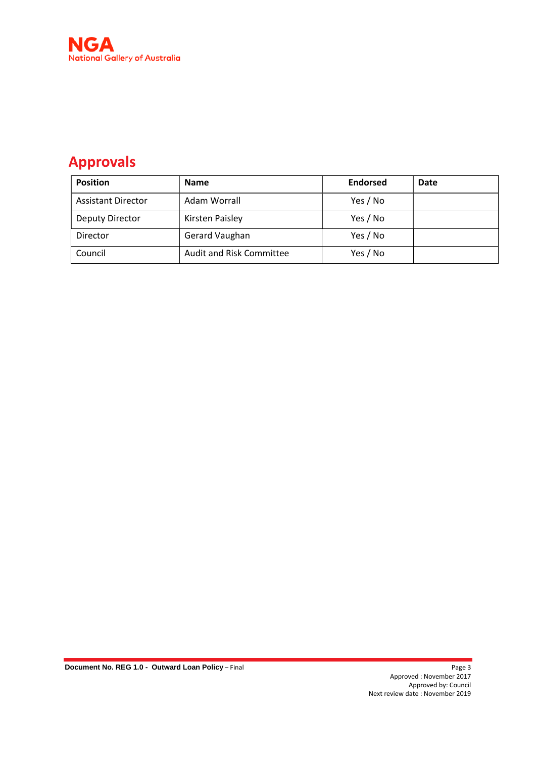## Approvals

| Position | Name | Endorsed | Date |
|---|---|---|---|
| Assistant Director | Adam Worrall | Yes / No | |
| Deputy Director | Kirsten Paisley | Yes / No | |
| Director | Gerard Vaughan | Yes / No | |
| Council | Audit and Risk Committee | Yes / No | |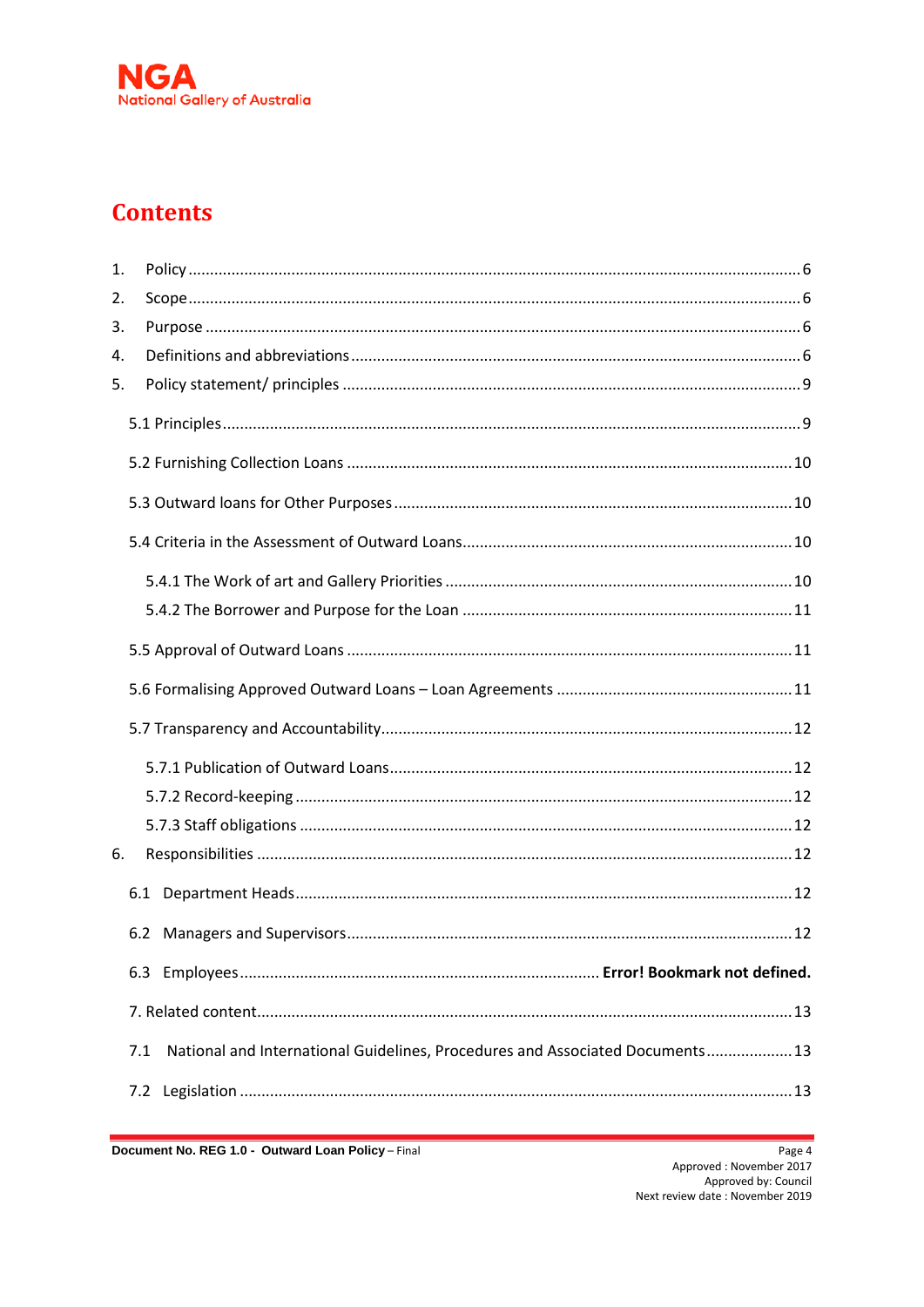# Contents

1. Policy ..... 6
2. Scope ..... 6
3. Purpose ..... 6
4. Definitions and abbreviations ..... 6
5. Policy statement/ principles ..... 9

    5.1 Principles ..... 9

    5.2 Furnishing Collection Loans ..... 10

    5.3 Outward loans for Other Purposes ..... 10

    5.4 Criteria in the Assessment of Outward Loans ..... 10

        5.4.1 The Work of art and Gallery Priorities ..... 10
        5.4.2 The Borrower and Purpose for the Loan ..... 11

    5.5 Approval of Outward Loans ..... 11

    5.6 Formalising Approved Outward Loans – Loan Agreements ..... 11

    5.7 Transparency and Accountability ..... 12

        5.7.1 Publication of Outward Loans ..... 12
        5.7.2 Record-keeping ..... 12
        5.7.3 Staff obligations ..... 12

6. Responsibilities ..... 12

    6.1 Department Heads ..... 12

    6.2 Managers and Supervisors ..... 12

    6.3 Employees ..... **Error! Bookmark not defined.**

    7. Related content ..... 13

    7.1 National and International Guidelines, Procedures and Associated Documents ..... 13

    7.2 Legislation ..... 13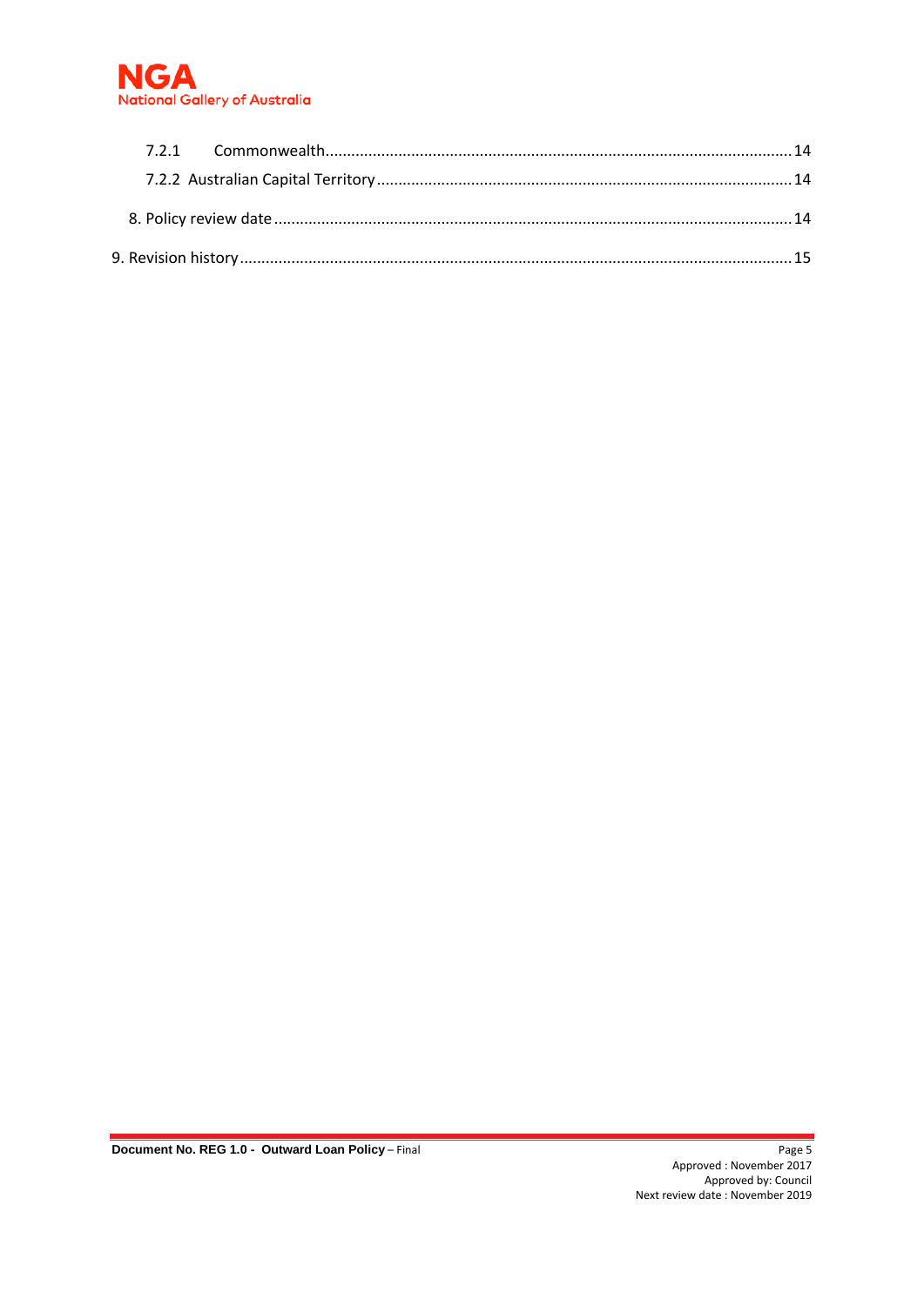7.2.1 Commonwealth........................................................................................................14

7.2.2 Australian Capital Territory........................................................................................14

8. Policy review date........................................................................................................14

9. Revision history............................................................................................................15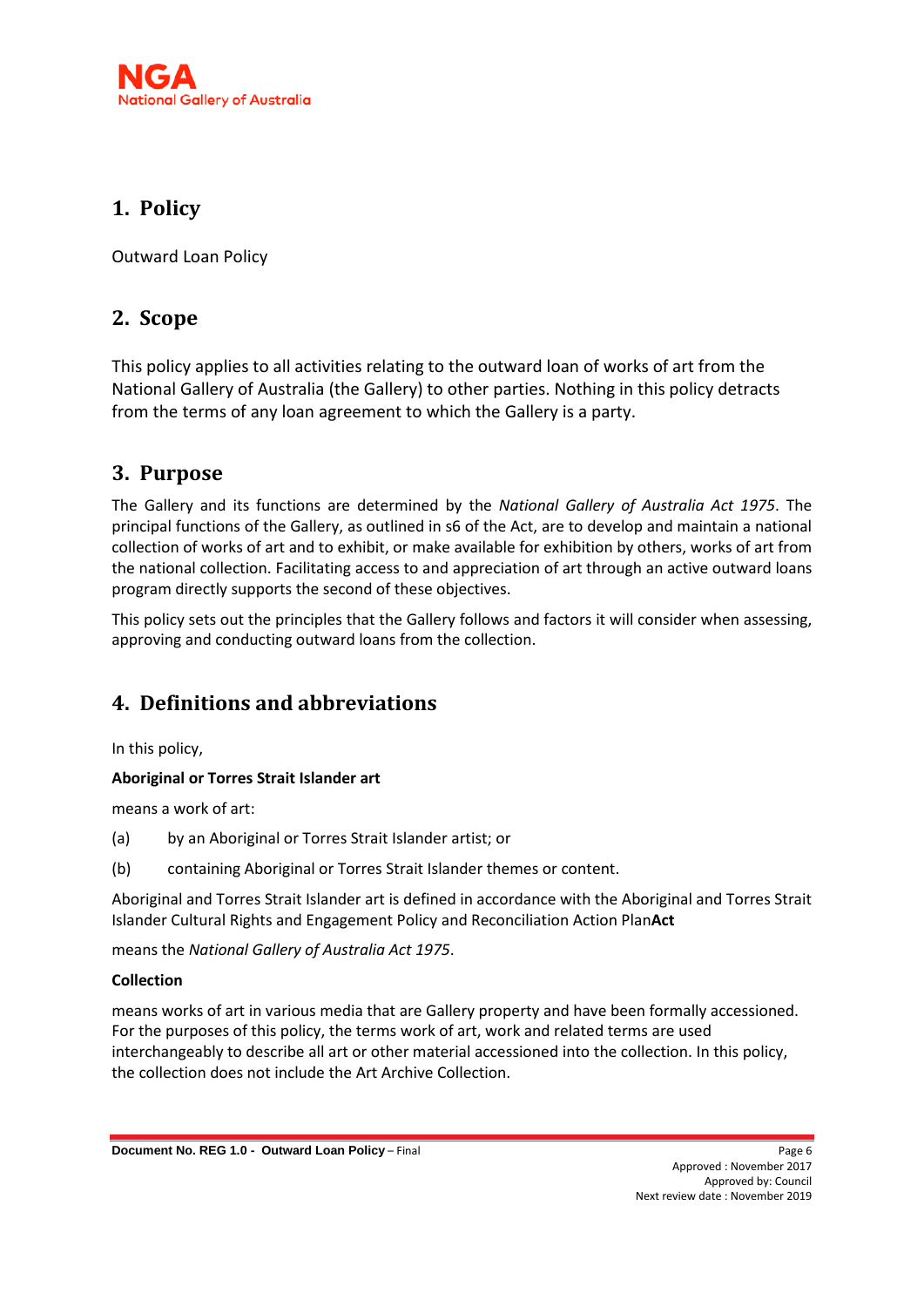## 1. Policy

Outward Loan Policy

## 2. Scope

This policy applies to all activities relating to the outward loan of works of art from the National Gallery of Australia (the Gallery) to other parties. Nothing in this policy detracts from the terms of any loan agreement to which the Gallery is a party.

## 3. Purpose

The Gallery and its functions are determined by the *National Gallery of Australia Act 1975*. The principal functions of the Gallery, as outlined in s6 of the Act, are to develop and maintain a national collection of works of art and to exhibit, or make available for exhibition by others, works of art from the national collection. Facilitating access to and appreciation of art through an active outward loans program directly supports the second of these objectives.

This policy sets out the principles that the Gallery follows and factors it will consider when assessing, approving and conducting outward loans from the collection.

## 4. Definitions and abbreviations

In this policy,

**Aboriginal or Torres Strait Islander art**

means a work of art:

(a) by an Aboriginal or Torres Strait Islander artist; or

(b) containing Aboriginal or Torres Strait Islander themes or content.

Aboriginal and Torres Strait Islander art is defined in accordance with the Aboriginal and Torres Strait Islander Cultural Rights and Engagement Policy and Reconciliation Action Plan**Act**

means the *National Gallery of Australia Act 1975*.

**Collection**

means works of art in various media that are Gallery property and have been formally accessioned. For the purposes of this policy, the terms work of art, work and related terms are used interchangeably to describe all art or other material accessioned into the collection. In this policy, the collection does not include the Art Archive Collection.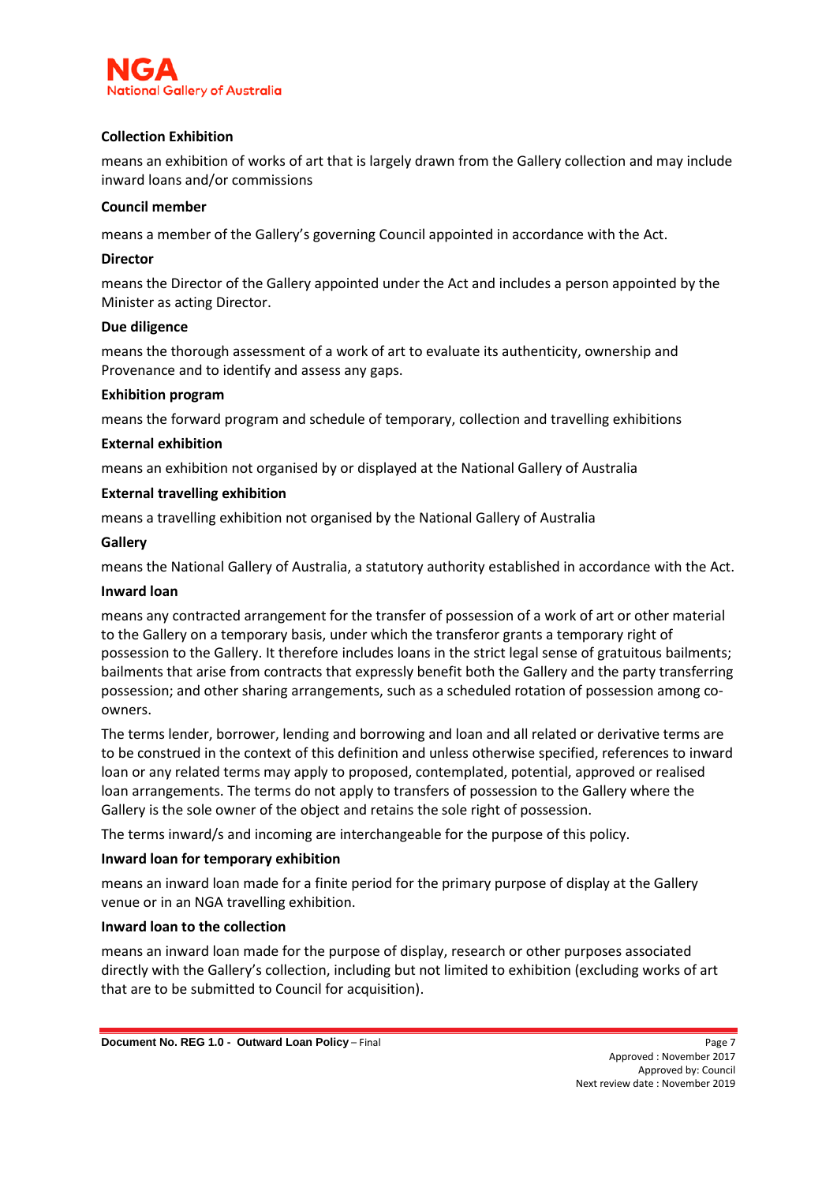**Collection Exhibition**

means an exhibition of works of art that is largely drawn from the Gallery collection and may include inward loans and/or commissions

**Council member**

means a member of the Gallery's governing Council appointed in accordance with the Act.

**Director**

means the Director of the Gallery appointed under the Act and includes a person appointed by the Minister as acting Director.

**Due diligence**

means the thorough assessment of a work of art to evaluate its authenticity, ownership and Provenance and to identify and assess any gaps.

**Exhibition program**

means the forward program and schedule of temporary, collection and travelling exhibitions

**External exhibition**

means an exhibition not organised by or displayed at the National Gallery of Australia

**External travelling exhibition**

means a travelling exhibition not organised by the National Gallery of Australia

**Gallery**

means the National Gallery of Australia, a statutory authority established in accordance with the Act.

**Inward loan**

means any contracted arrangement for the transfer of possession of a work of art or other material to the Gallery on a temporary basis, under which the transferor grants a temporary right of possession to the Gallery. It therefore includes loans in the strict legal sense of gratuitous bailments; bailments that arise from contracts that expressly benefit both the Gallery and the party transferring possession; and other sharing arrangements, such as a scheduled rotation of possession among co-owners.

The terms lender, borrower, lending and borrowing and loan and all related or derivative terms are to be construed in the context of this definition and unless otherwise specified, references to inward loan or any related terms may apply to proposed, contemplated, potential, approved or realised loan arrangements. The terms do not apply to transfers of possession to the Gallery where the Gallery is the sole owner of the object and retains the sole right of possession.

The terms inward/s and incoming are interchangeable for the purpose of this policy.

**Inward loan for temporary exhibition**

means an inward loan made for a finite period for the primary purpose of display at the Gallery venue or in an NGA travelling exhibition.

**Inward loan to the collection**

means an inward loan made for the purpose of display, research or other purposes associated directly with the Gallery's collection, including but not limited to exhibition (excluding works of art that are to be submitted to Council for acquisition).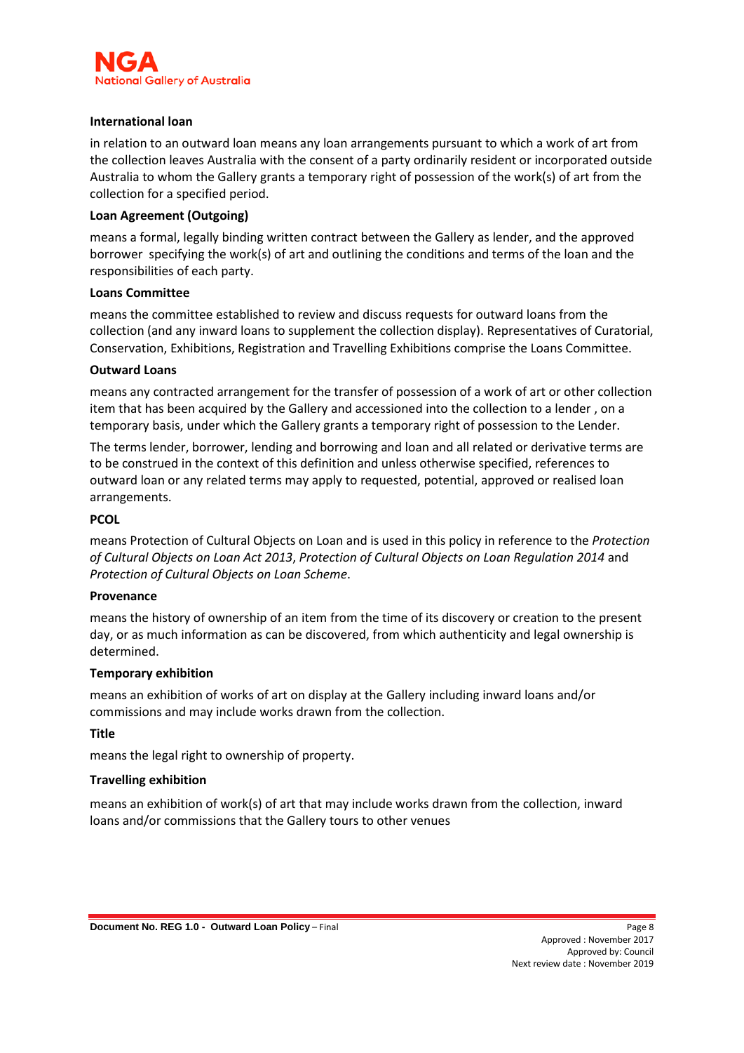**International loan**

in relation to an outward loan means any loan arrangements pursuant to which a work of art from the collection leaves Australia with the consent of a party ordinarily resident or incorporated outside Australia to whom the Gallery grants a temporary right of possession of the work(s) of art from the collection for a specified period.

**Loan Agreement (Outgoing)**

means a formal, legally binding written contract between the Gallery as lender, and the approved borrower specifying the work(s) of art and outlining the conditions and terms of the loan and the responsibilities of each party.

**Loans Committee**

means the committee established to review and discuss requests for outward loans from the collection (and any inward loans to supplement the collection display). Representatives of Curatorial, Conservation, Exhibitions, Registration and Travelling Exhibitions comprise the Loans Committee.

**Outward Loans**

means any contracted arrangement for the transfer of possession of a work of art or other collection item that has been acquired by the Gallery and accessioned into the collection to a lender , on a temporary basis, under which the Gallery grants a temporary right of possession to the Lender.

The terms lender, borrower, lending and borrowing and loan and all related or derivative terms are to be construed in the context of this definition and unless otherwise specified, references to outward loan or any related terms may apply to requested, potential, approved or realised loan arrangements.

**PCOL**

means Protection of Cultural Objects on Loan and is used in this policy in reference to the *Protection of Cultural Objects on Loan Act 2013*, *Protection of Cultural Objects on Loan Regulation 2014* and *Protection of Cultural Objects on Loan Scheme*.

**Provenance**

means the history of ownership of an item from the time of its discovery or creation to the present day, or as much information as can be discovered, from which authenticity and legal ownership is determined.

**Temporary exhibition**

means an exhibition of works of art on display at the Gallery including inward loans and/or commissions and may include works drawn from the collection.

**Title**

means the legal right to ownership of property.

**Travelling exhibition**

means an exhibition of work(s) of art that may include works drawn from the collection, inward loans and/or commissions that the Gallery tours to other venues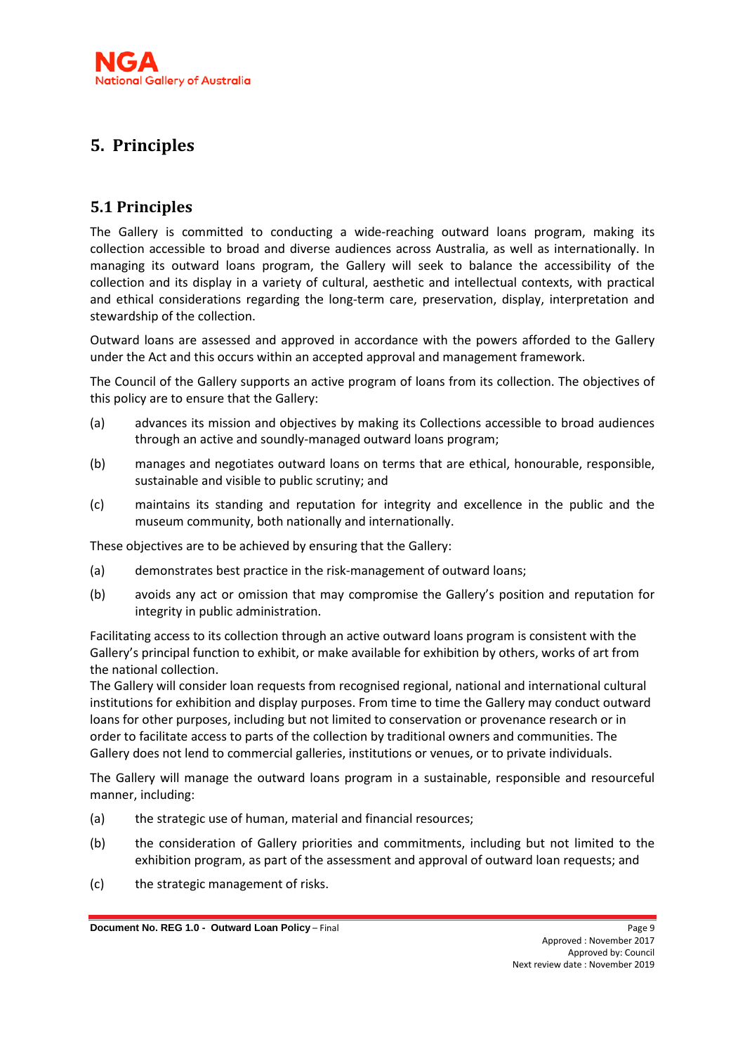# 5. Principles

## 5.1 Principles

The Gallery is committed to conducting a wide-reaching outward loans program, making its collection accessible to broad and diverse audiences across Australia, as well as internationally. In managing its outward loans program, the Gallery will seek to balance the accessibility of the collection and its display in a variety of cultural, aesthetic and intellectual contexts, with practical and ethical considerations regarding the long-term care, preservation, display, interpretation and stewardship of the collection.

Outward loans are assessed and approved in accordance with the powers afforded to the Gallery under the Act and this occurs within an accepted approval and management framework.

The Council of the Gallery supports an active program of loans from its collection. The objectives of this policy are to ensure that the Gallery:

(a) advances its mission and objectives by making its Collections accessible to broad audiences through an active and soundly-managed outward loans program;

(b) manages and negotiates outward loans on terms that are ethical, honourable, responsible, sustainable and visible to public scrutiny; and

(c) maintains its standing and reputation for integrity and excellence in the public and the museum community, both nationally and internationally.

These objectives are to be achieved by ensuring that the Gallery:

(a) demonstrates best practice in the risk-management of outward loans;

(b) avoids any act or omission that may compromise the Gallery's position and reputation for integrity in public administration.

Facilitating access to its collection through an active outward loans program is consistent with the Gallery's principal function to exhibit, or make available for exhibition by others, works of art from the national collection.

The Gallery will consider loan requests from recognised regional, national and international cultural institutions for exhibition and display purposes. From time to time the Gallery may conduct outward loans for other purposes, including but not limited to conservation or provenance research or in order to facilitate access to parts of the collection by traditional owners and communities. The Gallery does not lend to commercial galleries, institutions or venues, or to private individuals.

The Gallery will manage the outward loans program in a sustainable, responsible and resourceful manner, including:

(a) the strategic use of human, material and financial resources;

(b) the consideration of Gallery priorities and commitments, including but not limited to the exhibition program, as part of the assessment and approval of outward loan requests; and

(c) the strategic management of risks.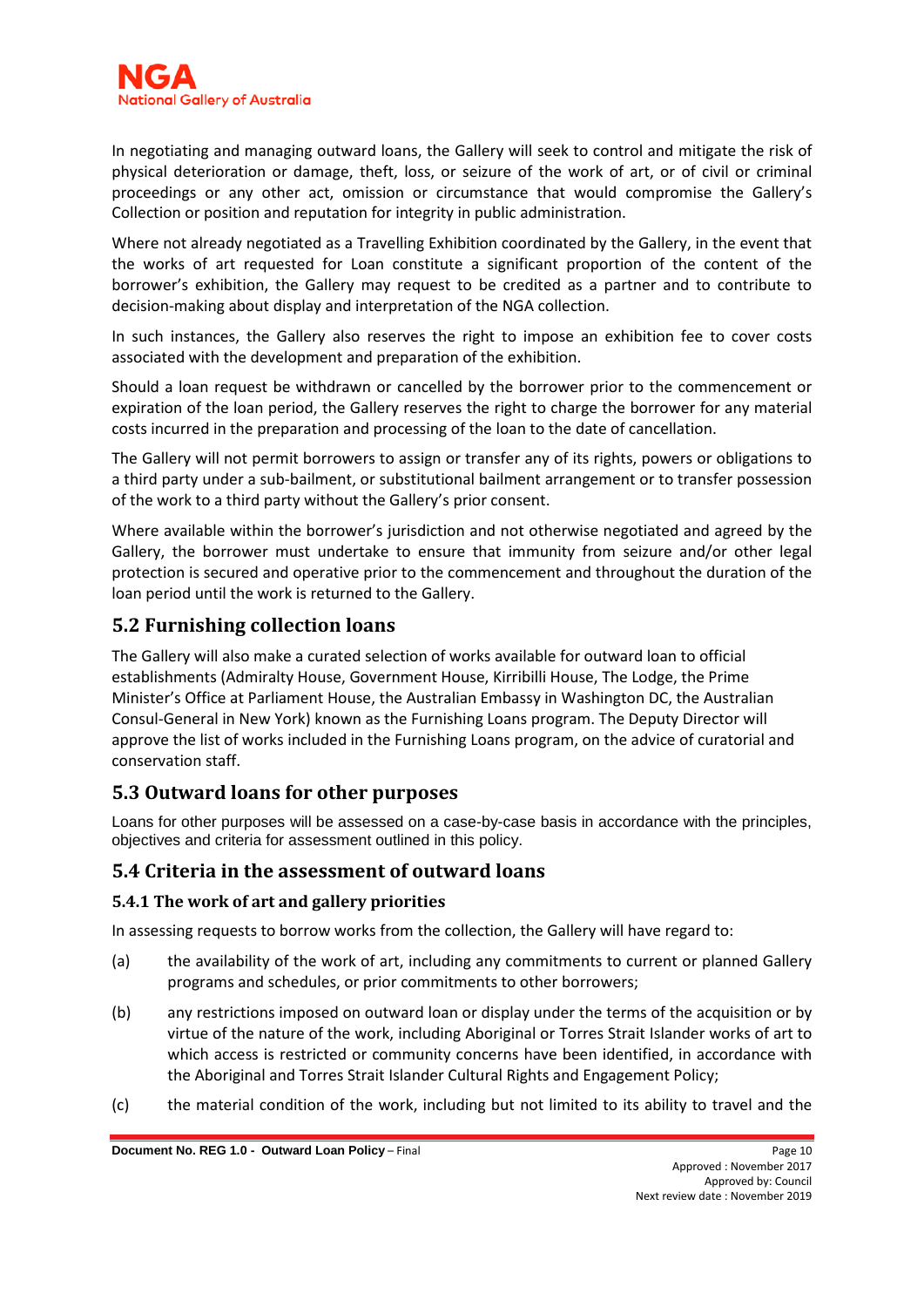In negotiating and managing outward loans, the Gallery will seek to control and mitigate the risk of physical deterioration or damage, theft, loss, or seizure of the work of art, or of civil or criminal proceedings or any other act, omission or circumstance that would compromise the Gallery's Collection or position and reputation for integrity in public administration.

Where not already negotiated as a Travelling Exhibition coordinated by the Gallery, in the event that the works of art requested for Loan constitute a significant proportion of the content of the borrower's exhibition, the Gallery may request to be credited as a partner and to contribute to decision-making about display and interpretation of the NGA collection.

In such instances, the Gallery also reserves the right to impose an exhibition fee to cover costs associated with the development and preparation of the exhibition.

Should a loan request be withdrawn or cancelled by the borrower prior to the commencement or expiration of the loan period, the Gallery reserves the right to charge the borrower for any material costs incurred in the preparation and processing of the loan to the date of cancellation.

The Gallery will not permit borrowers to assign or transfer any of its rights, powers or obligations to a third party under a sub-bailment, or substitutional bailment arrangement or to transfer possession of the work to a third party without the Gallery's prior consent.

Where available within the borrower's jurisdiction and not otherwise negotiated and agreed by the Gallery, the borrower must undertake to ensure that immunity from seizure and/or other legal protection is secured and operative prior to the commencement and throughout the duration of the loan period until the work is returned to the Gallery.

## 5.2 Furnishing collection loans

The Gallery will also make a curated selection of works available for outward loan to official establishments (Admiralty House, Government House, Kirribilli House, The Lodge, the Prime Minister's Office at Parliament House, the Australian Embassy in Washington DC, the Australian Consul-General in New York) known as the Furnishing Loans program. The Deputy Director will approve the list of works included in the Furnishing Loans program, on the advice of curatorial and conservation staff.

## 5.3 Outward loans for other purposes

Loans for other purposes will be assessed on a case-by-case basis in accordance with the principles, objectives and criteria for assessment outlined in this policy.

## 5.4 Criteria in the assessment of outward loans

### 5.4.1 The work of art and gallery priorities

In assessing requests to borrow works from the collection, the Gallery will have regard to:

(a) the availability of the work of art, including any commitments to current or planned Gallery programs and schedules, or prior commitments to other borrowers;

(b) any restrictions imposed on outward loan or display under the terms of the acquisition or by virtue of the nature of the work, including Aboriginal or Torres Strait Islander works of art to which access is restricted or community concerns have been identified, in accordance with the Aboriginal and Torres Strait Islander Cultural Rights and Engagement Policy;

(c) the material condition of the work, including but not limited to its ability to travel and the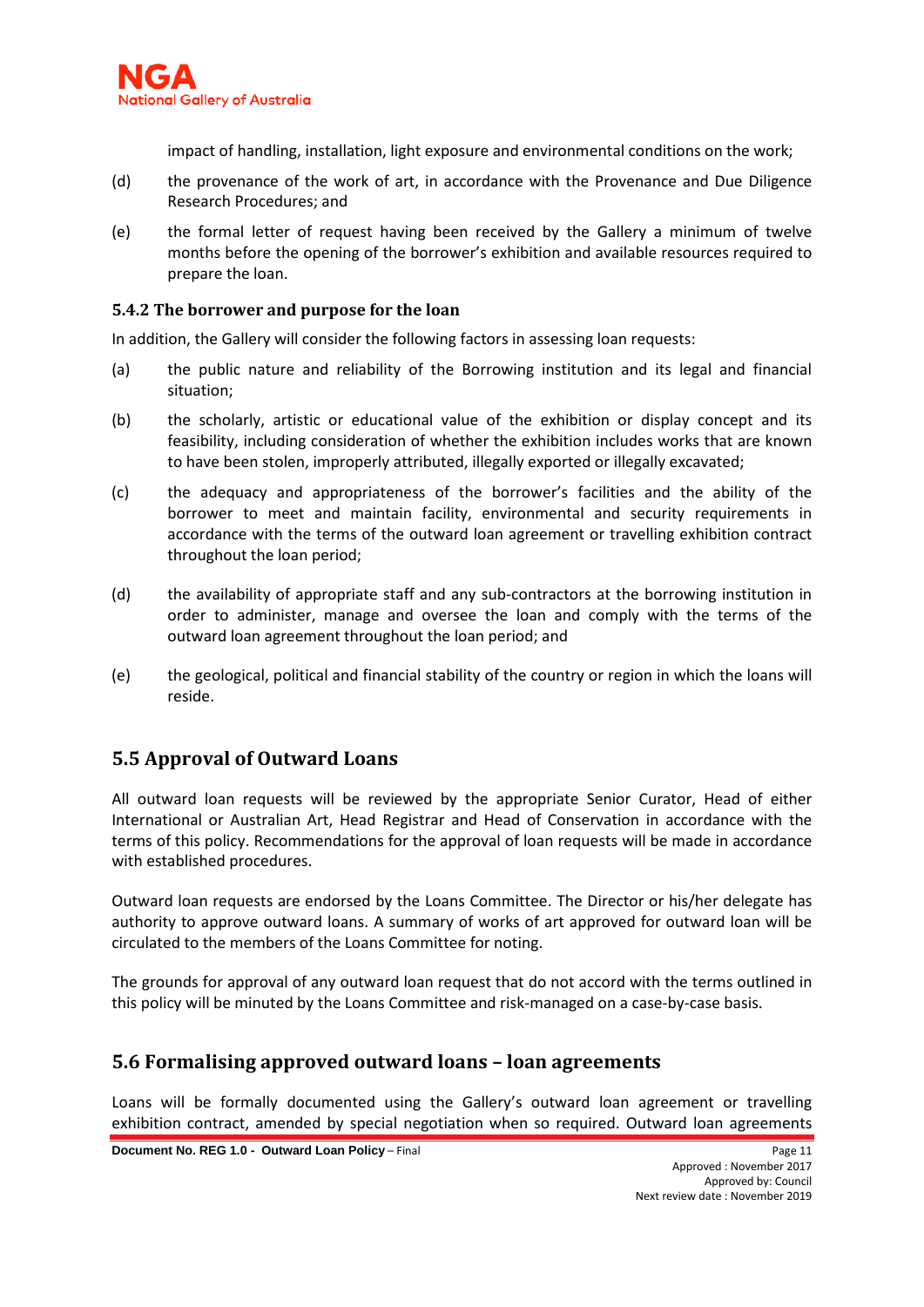impact of handling, installation, light exposure and environmental conditions on the work;

(d) the provenance of the work of art, in accordance with the Provenance and Due Diligence Research Procedures; and

(e) the formal letter of request having been received by the Gallery a minimum of twelve months before the opening of the borrower's exhibition and available resources required to prepare the loan.

### 5.4.2 The borrower and purpose for the loan

In addition, the Gallery will consider the following factors in assessing loan requests:

(a) the public nature and reliability of the Borrowing institution and its legal and financial situation;

(b) the scholarly, artistic or educational value of the exhibition or display concept and its feasibility, including consideration of whether the exhibition includes works that are known to have been stolen, improperly attributed, illegally exported or illegally excavated;

(c) the adequacy and appropriateness of the borrower's facilities and the ability of the borrower to meet and maintain facility, environmental and security requirements in accordance with the terms of the outward loan agreement or travelling exhibition contract throughout the loan period;

(d) the availability of appropriate staff and any sub-contractors at the borrowing institution in order to administer, manage and oversee the loan and comply with the terms of the outward loan agreement throughout the loan period; and

(e) the geological, political and financial stability of the country or region in which the loans will reside.

## 5.5 Approval of Outward Loans

All outward loan requests will be reviewed by the appropriate Senior Curator, Head of either International or Australian Art, Head Registrar and Head of Conservation in accordance with the terms of this policy. Recommendations for the approval of loan requests will be made in accordance with established procedures.

Outward loan requests are endorsed by the Loans Committee. The Director or his/her delegate has authority to approve outward loans. A summary of works of art approved for outward loan will be circulated to the members of the Loans Committee for noting.

The grounds for approval of any outward loan request that do not accord with the terms outlined in this policy will be minuted by the Loans Committee and risk-managed on a case-by-case basis.

## 5.6 Formalising approved outward loans – loan agreements

Loans will be formally documented using the Gallery's outward loan agreement or travelling exhibition contract, amended by special negotiation when so required. Outward loan agreements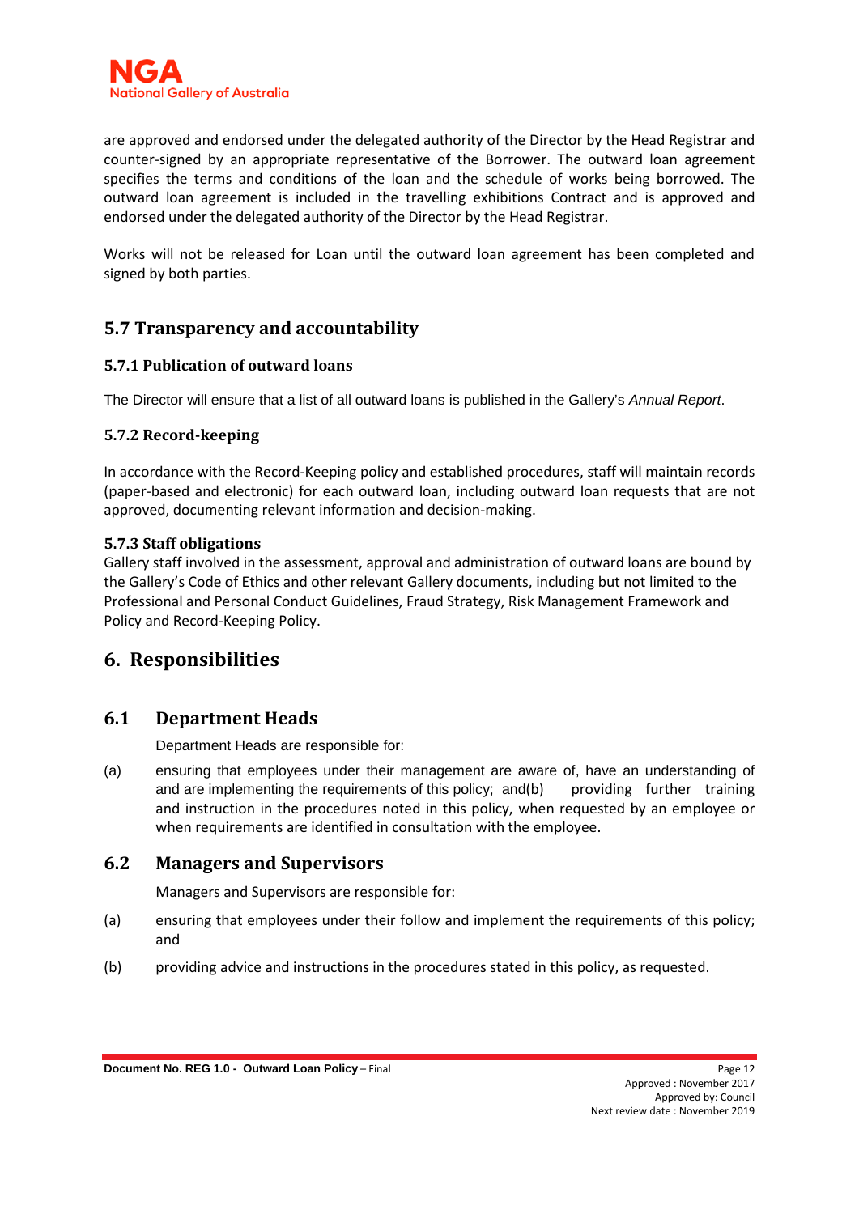are approved and endorsed under the delegated authority of the Director by the Head Registrar and counter-signed by an appropriate representative of the Borrower. The outward loan agreement specifies the terms and conditions of the loan and the schedule of works being borrowed. The outward loan agreement is included in the travelling exhibitions Contract and is approved and endorsed under the delegated authority of the Director by the Head Registrar.

Works will not be released for Loan until the outward loan agreement has been completed and signed by both parties.

## 5.7 Transparency and accountability

### 5.7.1 Publication of outward loans

The Director will ensure that a list of all outward loans is published in the Gallery's *Annual Report*.

### 5.7.2 Record-keeping

In accordance with the Record-Keeping policy and established procedures, staff will maintain records (paper-based and electronic) for each outward loan, including outward loan requests that are not approved, documenting relevant information and decision-making.

### 5.7.3 Staff obligations

Gallery staff involved in the assessment, approval and administration of outward loans are bound by the Gallery's Code of Ethics and other relevant Gallery documents, including but not limited to the Professional and Personal Conduct Guidelines, Fraud Strategy, Risk Management Framework and Policy and Record-Keeping Policy.

# 6. Responsibilities

## 6.1 Department Heads

Department Heads are responsible for:

(a) ensuring that employees under their management are aware of, have an understanding of and are implementing the requirements of this policy; and(b) providing further training and instruction in the procedures noted in this policy, when requested by an employee or when requirements are identified in consultation with the employee.

## 6.2 Managers and Supervisors

Managers and Supervisors are responsible for:

(a) ensuring that employees under their follow and implement the requirements of this policy; and

(b) providing advice and instructions in the procedures stated in this policy, as requested.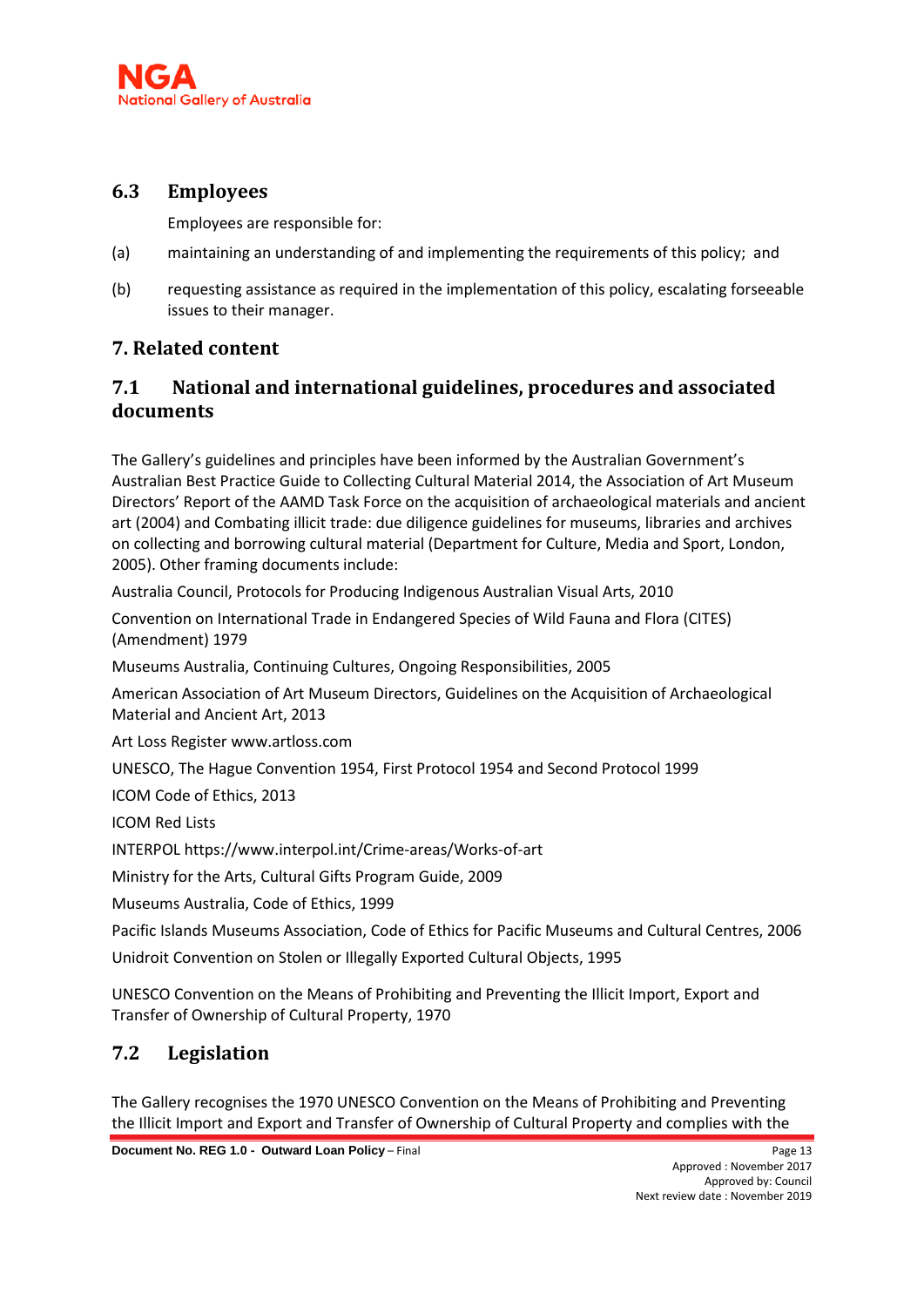## 6.3 Employees

Employees are responsible for:

(a) maintaining an understanding of and implementing the requirements of this policy; and

(b) requesting assistance as required in the implementation of this policy, escalating forseeable issues to their manager.

# 7. Related content

## 7.1 National and international guidelines, procedures and associated documents

The Gallery's guidelines and principles have been informed by the Australian Government's Australian Best Practice Guide to Collecting Cultural Material 2014, the Association of Art Museum Directors' Report of the AAMD Task Force on the acquisition of archaeological materials and ancient art (2004) and Combating illicit trade: due diligence guidelines for museums, libraries and archives on collecting and borrowing cultural material (Department for Culture, Media and Sport, London, 2005). Other framing documents include:

Australia Council, Protocols for Producing Indigenous Australian Visual Arts, 2010

Convention on International Trade in Endangered Species of Wild Fauna and Flora (CITES) (Amendment) 1979

Museums Australia, Continuing Cultures, Ongoing Responsibilities, 2005

American Association of Art Museum Directors, Guidelines on the Acquisition of Archaeological Material and Ancient Art, 2013

Art Loss Register www.artloss.com

UNESCO, The Hague Convention 1954, First Protocol 1954 and Second Protocol 1999

ICOM Code of Ethics, 2013

ICOM Red Lists

INTERPOL https://www.interpol.int/Crime-areas/Works-of-art

Ministry for the Arts, Cultural Gifts Program Guide, 2009

Museums Australia, Code of Ethics, 1999

Pacific Islands Museums Association, Code of Ethics for Pacific Museums and Cultural Centres, 2006

Unidroit Convention on Stolen or Illegally Exported Cultural Objects, 1995

UNESCO Convention on the Means of Prohibiting and Preventing the Illicit Import, Export and Transfer of Ownership of Cultural Property, 1970

## 7.2 Legislation

The Gallery recognises the 1970 UNESCO Convention on the Means of Prohibiting and Preventing the Illicit Import and Export and Transfer of Ownership of Cultural Property and complies with the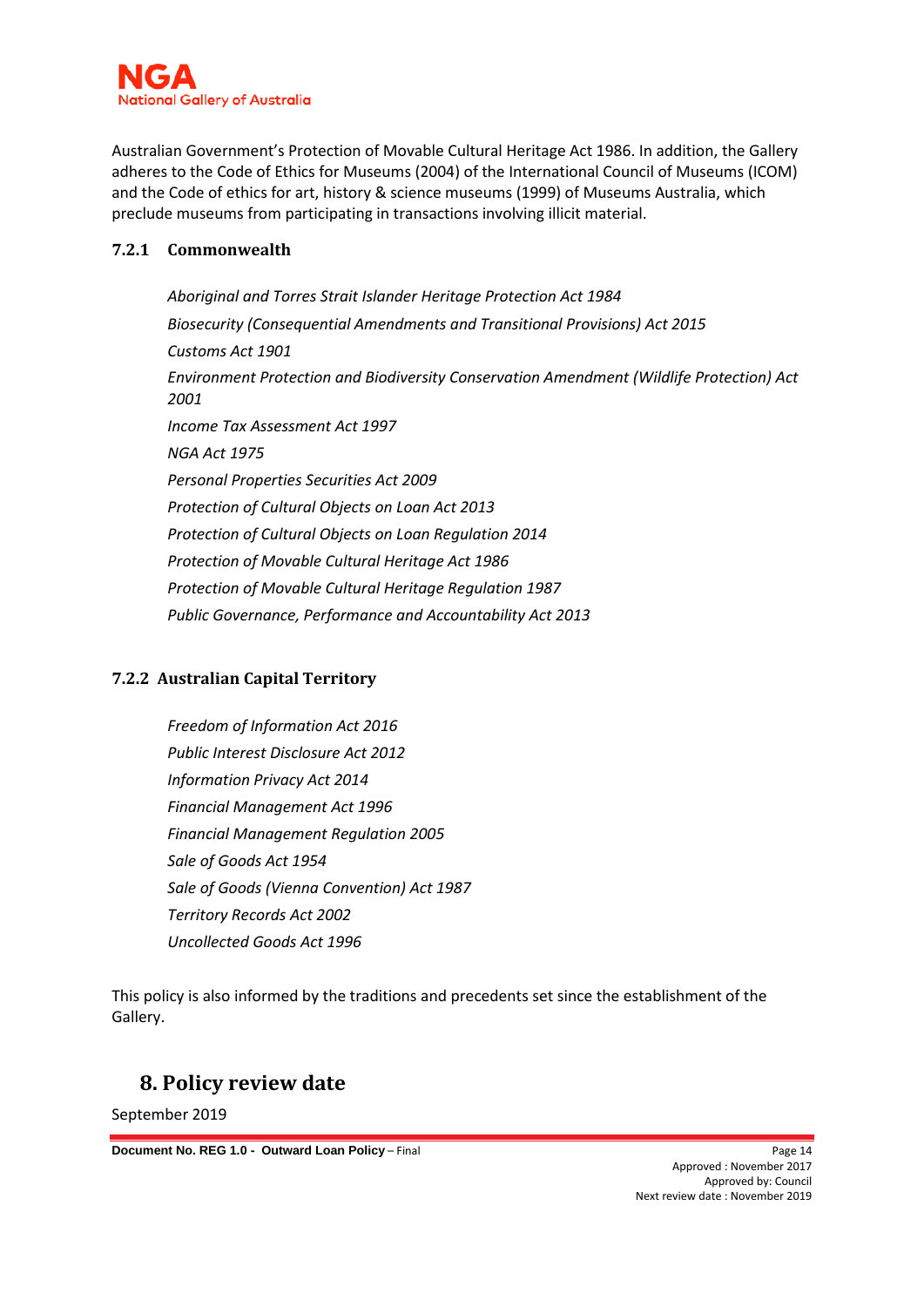Australian Government's Protection of Movable Cultural Heritage Act 1986. In addition, the Gallery adheres to the Code of Ethics for Museums (2004) of the International Council of Museums (ICOM) and the Code of ethics for art, history & science museums (1999) of Museums Australia, which preclude museums from participating in transactions involving illicit material.

### 7.2.1 Commonwealth

*Aboriginal and Torres Strait Islander Heritage Protection Act 1984*

*Biosecurity (Consequential Amendments and Transitional Provisions) Act 2015*

*Customs Act 1901*

*Environment Protection and Biodiversity Conservation Amendment (Wildlife Protection) Act 2001*

*Income Tax Assessment Act 1997*

*NGA Act 1975*

*Personal Properties Securities Act 2009*

*Protection of Cultural Objects on Loan Act 2013*

*Protection of Cultural Objects on Loan Regulation 2014*

*Protection of Movable Cultural Heritage Act 1986*

*Protection of Movable Cultural Heritage Regulation 1987*

*Public Governance, Performance and Accountability Act 2013*

### 7.2.2 Australian Capital Territory

*Freedom of Information Act 2016*

*Public Interest Disclosure Act 2012*

*Information Privacy Act 2014*

*Financial Management Act 1996*

*Financial Management Regulation 2005*

*Sale of Goods Act 1954*

*Sale of Goods (Vienna Convention) Act 1987*

*Territory Records Act 2002*

*Uncollected Goods Act 1996*

This policy is also informed by the traditions and precedents set since the establishment of the Gallery.

## 8. Policy review date

September 2019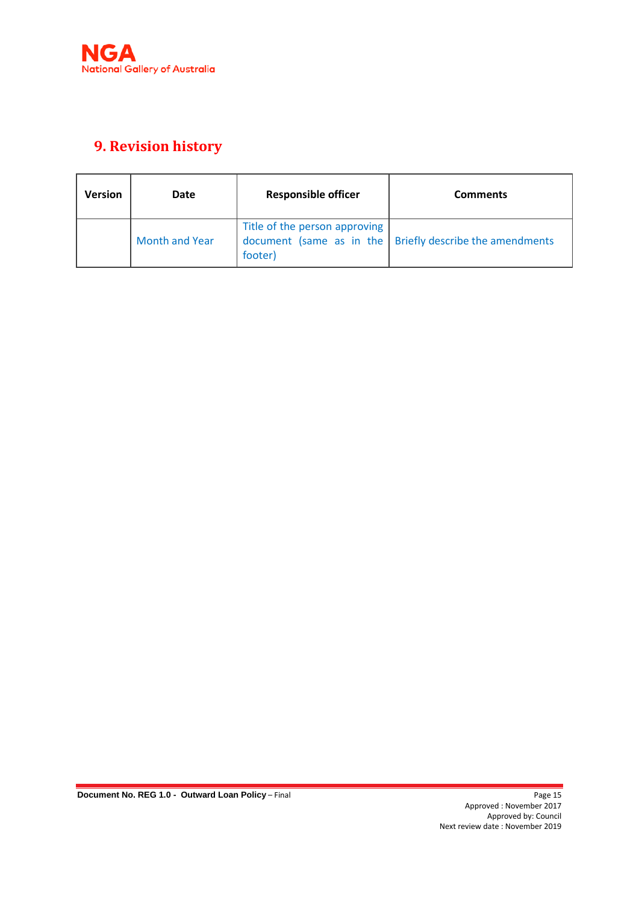## 9. Revision history

| Version | Date | Responsible officer | Comments |
|---|---|---|---|
| | Month and Year | Title of the person approving document (same as in the footer) | Briefly describe the amendments |